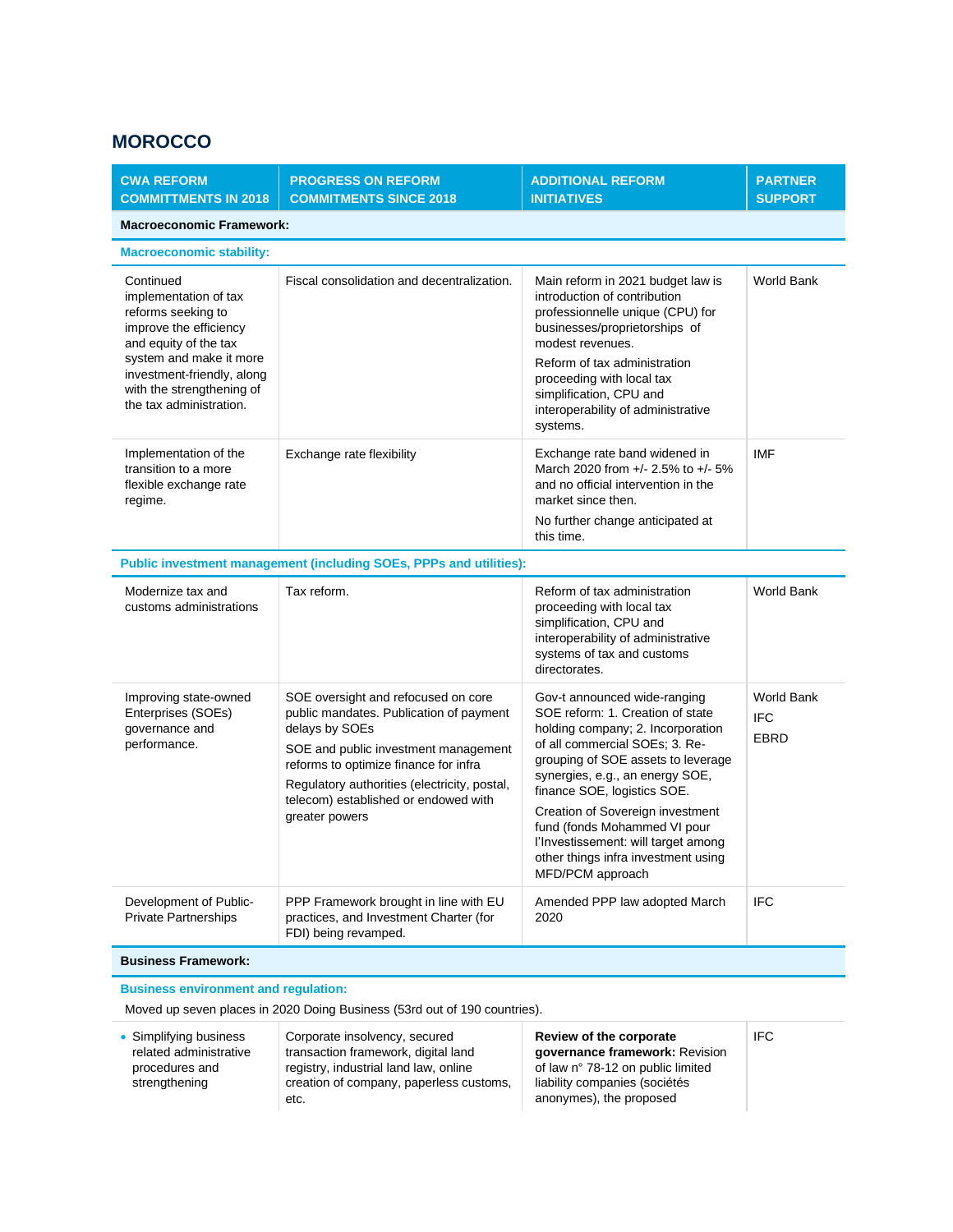## MOROCCO

| CWA REFORM COMMITTMENTS IN 2018 | PROGRESS ON REFORM COMMITMENTS SINCE 2018 | ADDITIONAL REFORM INITIATIVES | PARTNER SUPPORT |
|---|---|---|---|
| **Macroeconomic Framework:** | | | |
| **Macroeconomic stability:** | | | |
| Continued implementation of tax reforms seeking to improve the efficiency and equity of the tax system and make it more investment-friendly, along with the strengthening of the tax administration. | Fiscal consolidation and decentralization. | Main reform in 2021 budget law is introduction of contribution professionnelle unique (CPU) for businesses/proprietorships of modest revenues.<br>Reform of tax administration proceeding with local tax simplification, CPU and interoperability of administrative systems. | World Bank |
| Implementation of the transition to a more flexible exchange rate regime. | Exchange rate flexibility | Exchange rate band widened in March 2020 from +/- 2.5% to +/- 5% and no official intervention in the market since then.<br>No further change anticipated at this time. | IMF |
| **Public investment management (including SOEs, PPPs and utilities):** | | | |
| Modernize tax and customs administrations | Tax reform. | Reform of tax administration proceeding with local tax simplification, CPU and interoperability of administrative systems of tax and customs directorates. | World Bank |
| Improving state-owned Enterprises (SOEs) governance and performance. | SOE oversight and refocused on core public mandates. Publication of payment delays by SOEs<br>SOE and public investment management reforms to optimize finance for infra<br>Regulatory authorities (electricity, postal, telecom) established or endowed with greater powers | Gov-t announced wide-ranging SOE reform: 1. Creation of state holding company; 2. Incorporation of all commercial SOEs; 3. Re-grouping of SOE assets to leverage synergies, e.g., an energy SOE, finance SOE, logistics SOE.<br>Creation of Sovereign investment fund (fonds Mohammed VI pour l'Investissement: will target among other things infra investment using MFD/PCM approach | World Bank<br>IFC<br>EBRD |
| Development of Public-Private Partnerships | PPP Framework brought in line with EU practices, and Investment Charter (for FDI) being revamped. | Amended PPP law adopted March 2020 | IFC |
| **Business Framework:** | | | |
| **Business environment and regulation:** | | | |
| Moved up seven places in 2020 Doing Business (53rd out of 190 countries). | | | |
| • Simplifying business related administrative procedures and strengthening | Corporate insolvency, secured transaction framework, digital land registry, industrial land law, online creation of company, paperless customs, etc. | **Review of the corporate governance framework:** Revision of law n° 78-12 on public limited liability companies (sociétés anonymes), the proposed | IFC |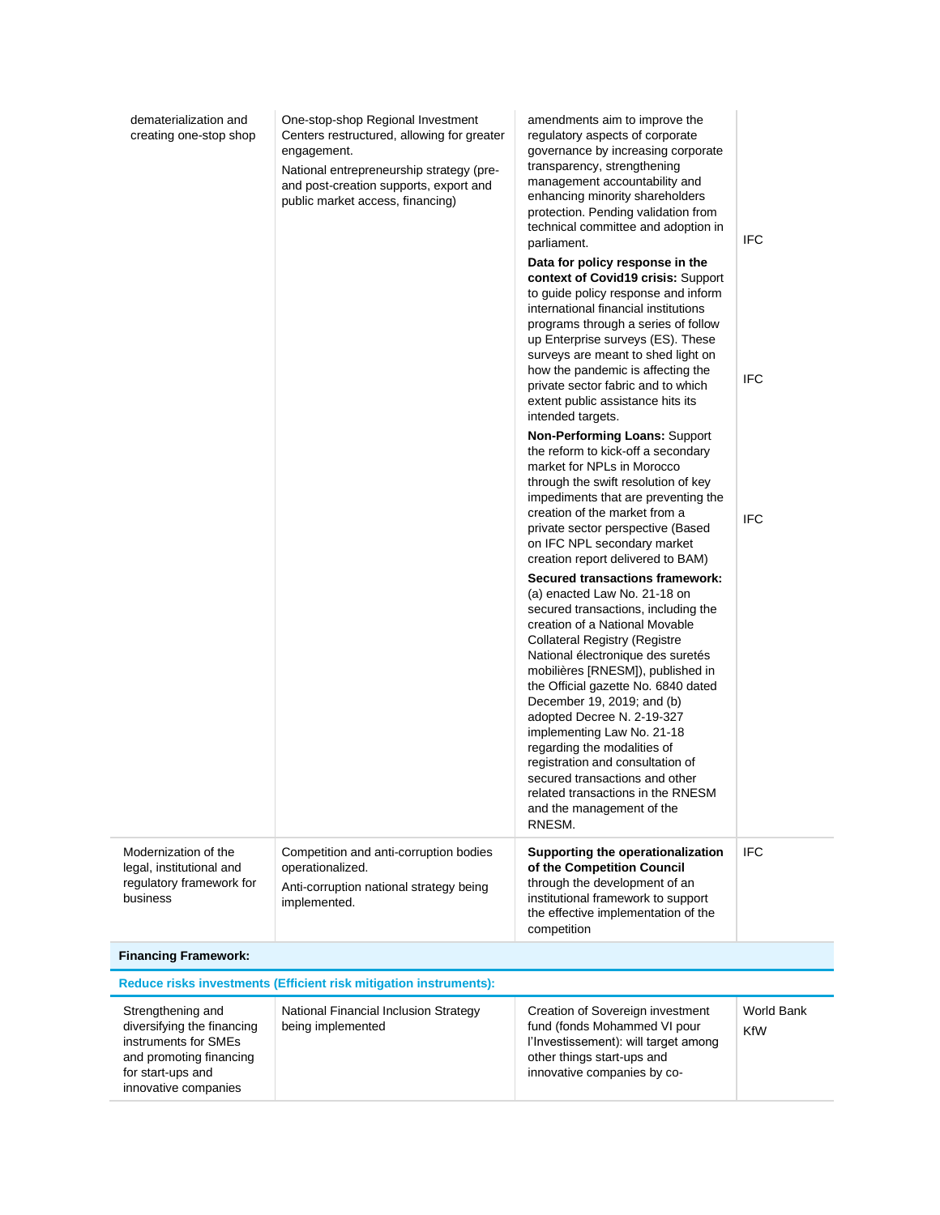| | | | |
|---|---|---|---|
| dematerialization and creating one-stop shop | One-stop-shop Regional Investment Centers restructured, allowing for greater engagement.<br>National entrepreneurship strategy (pre- and post-creation supports, export and public market access, financing) | amendments aim to improve the regulatory aspects of corporate governance by increasing corporate transparency, strengthening management accountability and enhancing minority shareholders protection. Pending validation from technical committee and adoption in parliament. | IFC |
| | | **Data for policy response in the context of Covid19 crisis:** Support to guide policy response and inform international financial institutions programs through a series of follow up Enterprise surveys (ES). These surveys are meant to shed light on how the pandemic is affecting the private sector fabric and to which extent public assistance hits its intended targets. | IFC |
| | | **Non-Performing Loans:** Support the reform to kick-off a secondary market for NPLs in Morocco through the swift resolution of key impediments that are preventing the creation of the market from a private sector perspective (Based on IFC NPL secondary market creation report delivered to BAM) | IFC |
| | | **Secured transactions framework:** (a) enacted Law No. 21-18 on secured transactions, including the creation of a National Movable Collateral Registry (Registre National électronique des suretés mobilières [RNESM]), published in the Official gazette No. 6840 dated December 19, 2019; and (b) adopted Decree N. 2-19-327 implementing Law No. 21-18 regarding the modalities of registration and consultation of secured transactions and other related transactions in the RNESM and the management of the RNESM. | |
| Modernization of the legal, institutional and regulatory framework for business | Competition and anti-corruption bodies operationalized.<br>Anti-corruption national strategy being implemented. | **Supporting the operationalization of the Competition Council** through the development of an institutional framework to support the effective implementation of the competition | IFC |
| **Financing Framework:** | | | |
| **Reduce risks investments (Efficient risk mitigation instruments):** | | | |
| Strengthening and diversifying the financing instruments for SMEs and promoting financing for start-ups and innovative companies | National Financial Inclusion Strategy being implemented | Creation of Sovereign investment fund (fonds Mohammed VI pour l'Investissement): will target among other things start-ups and innovative companies by co- | World Bank<br>KfW |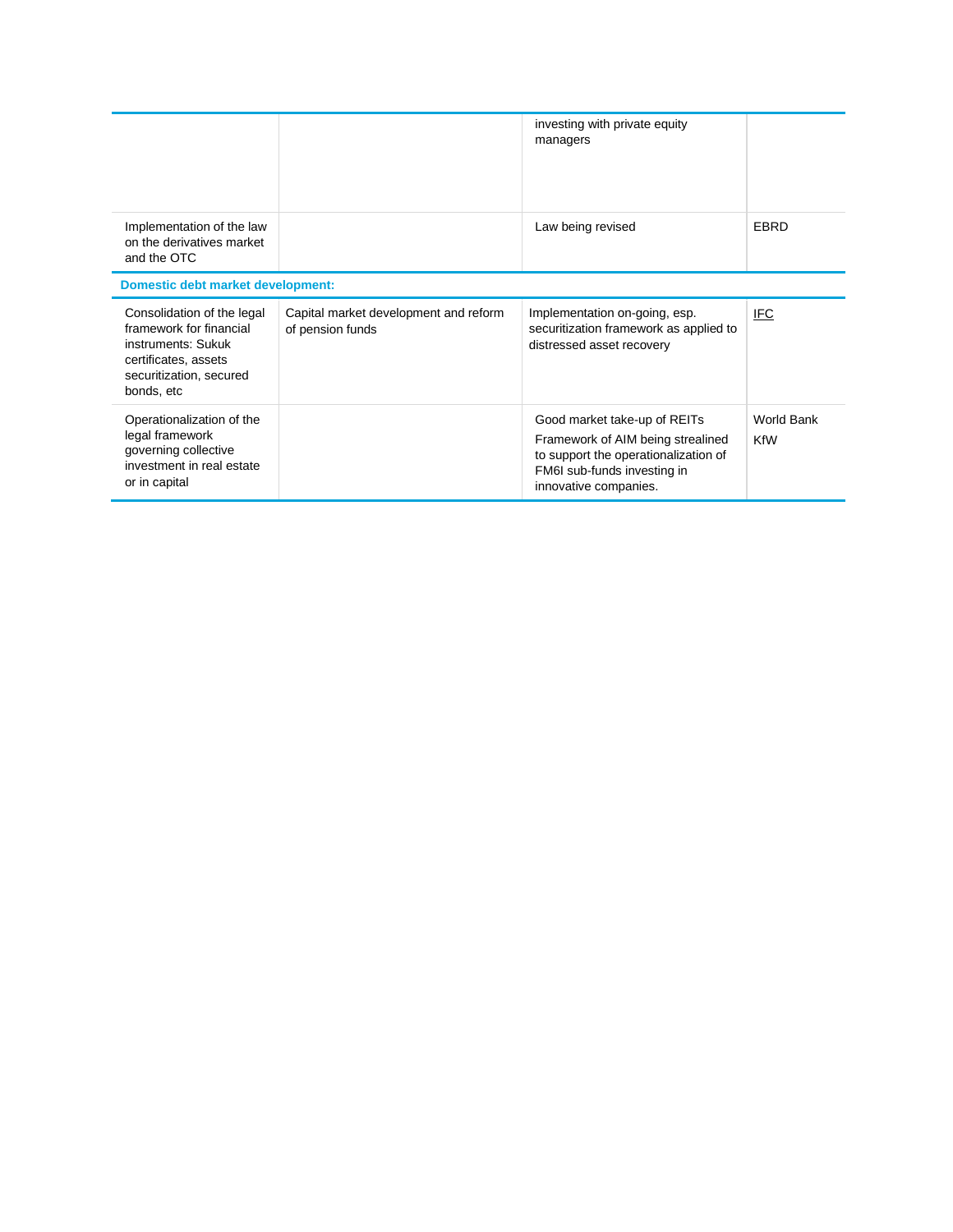| | | | |
|---|---|---|---|
| | | investing with private equity managers | |
| Implementation of the law on the derivatives market and the OTC | | Law being revised | EBRD |
| **Domestic debt market development:** | | | |
| Consolidation of the legal framework for financial instruments: Sukuk certificates, assets securitization, secured bonds, etc | Capital market development and reform of pension funds | Implementation on-going, esp. securitization framework as applied to distressed asset recovery | IFC |
| Operationalization of the legal framework governing collective investment in real estate or in capital | | Good market take-up of REITs<br>Framework of AIM being strealined to support the operationalization of FM6I sub-funds investing in innovative companies. | World Bank<br>KfW |